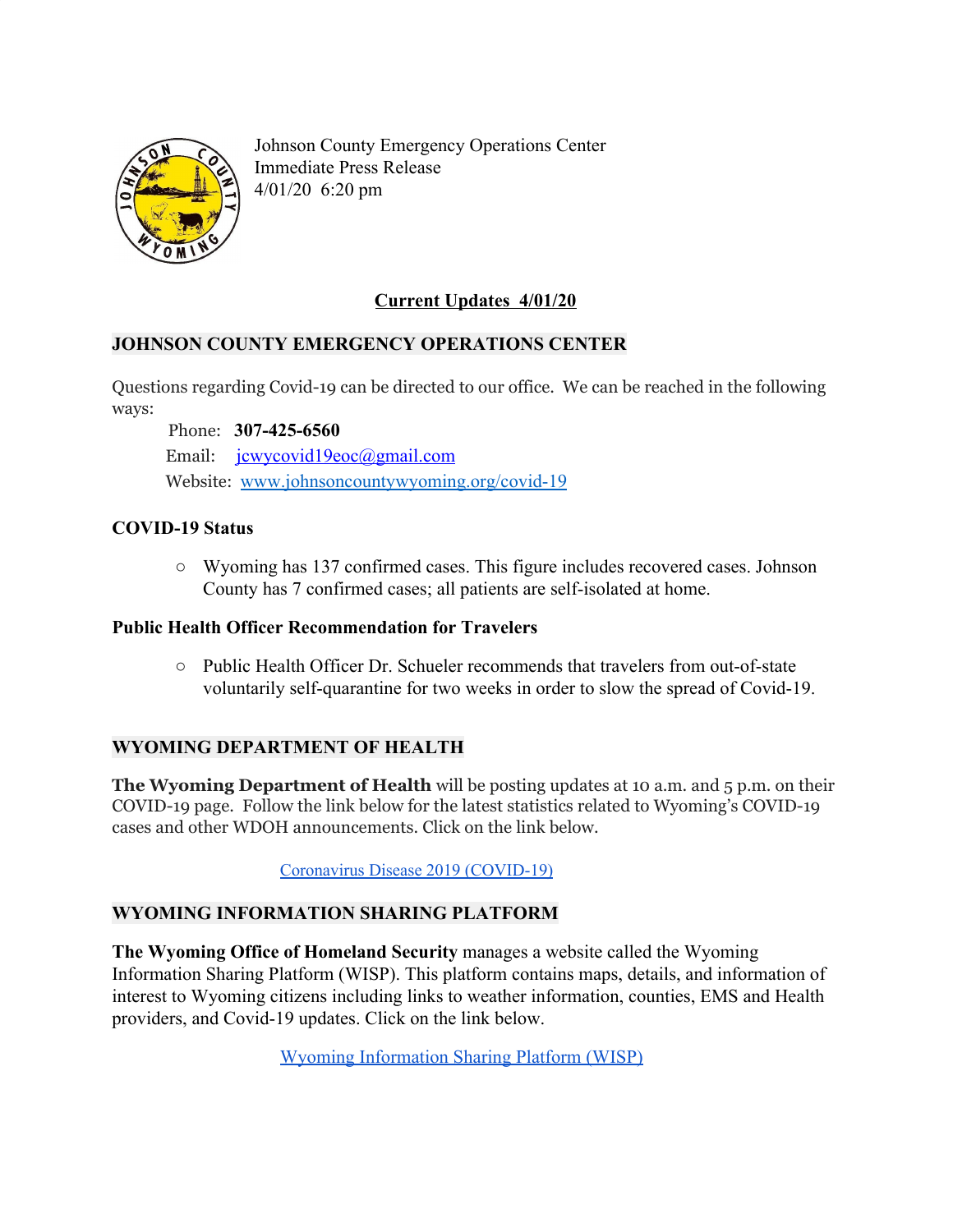Johnson County Emergency Operations Center
Immediate Press Release
4/01/20 6:20 pm

## Current Updates 4/01/20

### JOHNSON COUNTY EMERGENCY OPERATIONS CENTER

Questions regarding Covid-19 can be directed to our office. We can be reached in the following ways:

Phone: **307-425-6560**
Email: jcwycovid19eoc@gmail.com
Website: www.johnsoncountywyoming.org/covid-19

**COVID-19 Status**

- Wyoming has 137 confirmed cases. This figure includes recovered cases. Johnson County has 7 confirmed cases; all patients are self-isolated at home.

**Public Health Officer Recommendation for Travelers**

- Public Health Officer Dr. Schueler recommends that travelers from out-of-state voluntarily self-quarantine for two weeks in order to slow the spread of Covid-19.

### WYOMING DEPARTMENT OF HEALTH

**The Wyoming Department of Health** will be posting updates at 10 a.m. and 5 p.m. on their COVID-19 page. Follow the link below for the latest statistics related to Wyoming's COVID-19 cases and other WDOH announcements. Click on the link below.

Coronavirus Disease 2019 (COVID-19)

### WYOMING INFORMATION SHARING PLATFORM

**The Wyoming Office of Homeland Security** manages a website called the Wyoming Information Sharing Platform (WISP). This platform contains maps, details, and information of interest to Wyoming citizens including links to weather information, counties, EMS and Health providers, and Covid-19 updates. Click on the link below.

Wyoming Information Sharing Platform (WISP)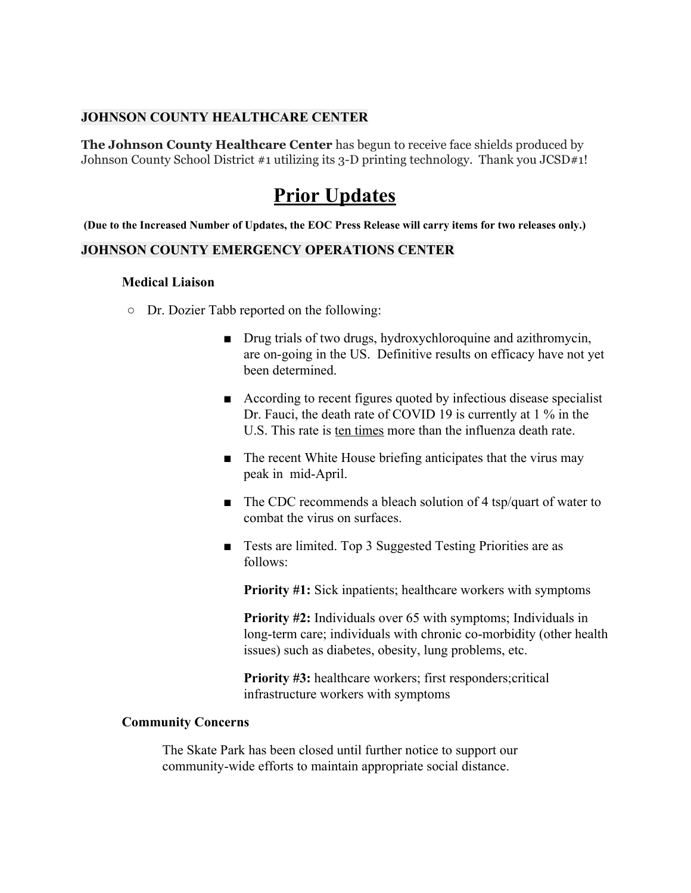## JOHNSON COUNTY HEALTHCARE CENTER

**The Johnson County Healthcare Center** has begun to receive face shields produced by Johnson County School District #1 utilizing its 3-D printing technology. Thank you JCSD#1!

# Prior Updates

**(Due to the Increased Number of Updates, the EOC Press Release will carry items for two releases only.)**

## JOHNSON COUNTY EMERGENCY OPERATIONS CENTER

### Medical Liaison

- Dr. Dozier Tabb reported on the following:
  - Drug trials of two drugs, hydroxychloroquine and azithromycin, are on-going in the US. Definitive results on efficacy have not yet been determined.
  - According to recent figures quoted by infectious disease specialist Dr. Fauci, the death rate of COVID 19 is currently at 1 % in the U.S. This rate is ten times more than the influenza death rate.
  - The recent White House briefing anticipates that the virus may peak in mid-April.
  - The CDC recommends a bleach solution of 4 tsp/quart of water to combat the virus on surfaces.
  - Tests are limited. Top 3 Suggested Testing Priorities are as follows:

    **Priority #1:** Sick inpatients; healthcare workers with symptoms

    **Priority #2:** Individuals over 65 with symptoms; Individuals in long-term care; individuals with chronic co-morbidity (other health issues) such as diabetes, obesity, lung problems, etc.

    **Priority #3:** healthcare workers; first responders;critical infrastructure workers with symptoms

### Community Concerns

The Skate Park has been closed until further notice to support our community-wide efforts to maintain appropriate social distance.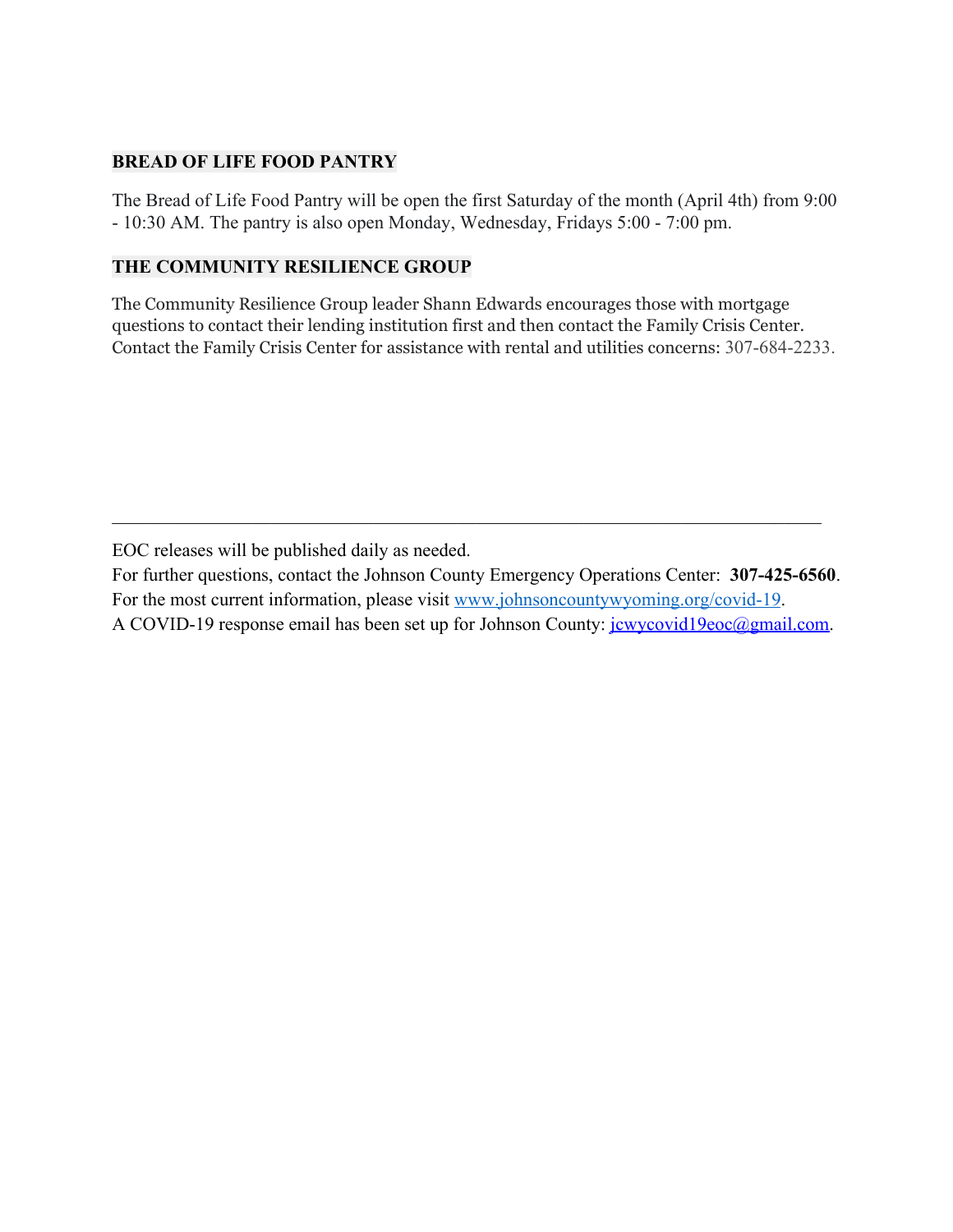**BREAD OF LIFE FOOD PANTRY**

The Bread of Life Food Pantry will be open the first Saturday of the month (April 4th) from 9:00 - 10:30 AM. The pantry is also open Monday, Wednesday, Fridays 5:00 - 7:00 pm.

**THE COMMUNITY RESILIENCE GROUP**

The Community Resilience Group leader Shann Edwards encourages those with mortgage questions to contact their lending institution first and then contact the Family Crisis Center. Contact the Family Crisis Center for assistance with rental and utilities concerns: 307-684-2233.

---

EOC releases will be published daily as needed.
For further questions, contact the Johnson County Emergency Operations Center: **307-425-6560**.
For the most current information, please visit [www.johnsoncountywyoming.org/covid-19](www.johnsoncountywyoming.org/covid-19).
A COVID-19 response email has been set up for Johnson County: [jcwycovid19eoc@gmail.com](mailto:jcwycovid19eoc@gmail.com).